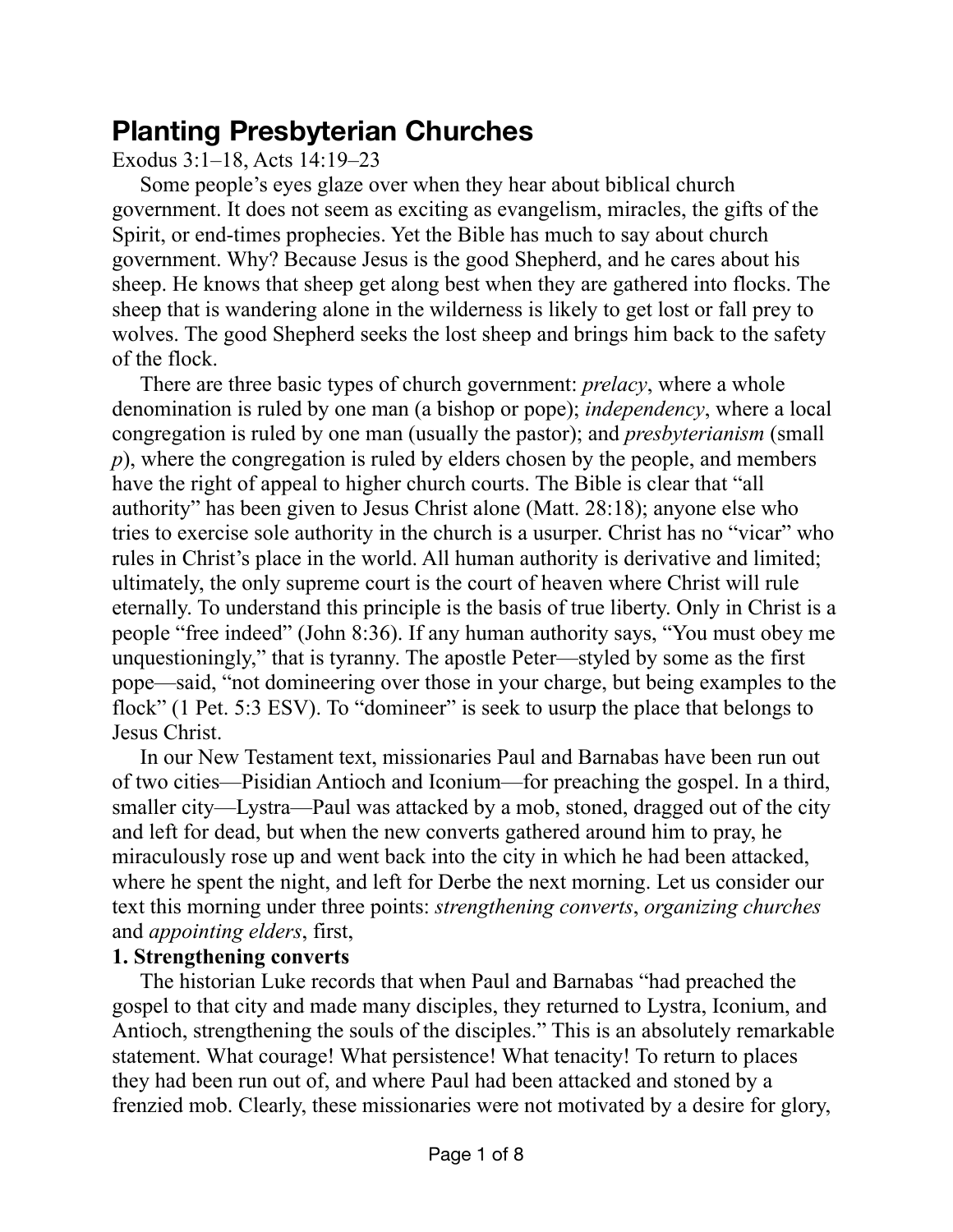# Planting Presbyterian Churches

Exodus 3:1–18, Acts 14:19–23

Some people's eyes glaze over when they hear about biblical church government. It does not seem as exciting as evangelism, miracles, the gifts of the Spirit, or end-times prophecies. Yet the Bible has much to say about church government. Why? Because Jesus is the good Shepherd, and he cares about his sheep. He knows that sheep get along best when they are gathered into flocks. The sheep that is wandering alone in the wilderness is likely to get lost or fall prey to wolves. The good Shepherd seeks the lost sheep and brings him back to the safety of the flock.

There are three basic types of church government: *prelacy*, where a whole denomination is ruled by one man (a bishop or pope); *independency*, where a local congregation is ruled by one man (usually the pastor); and *presbyterianism* (small *p*), where the congregation is ruled by elders chosen by the people, and members have the right of appeal to higher church courts. The Bible is clear that "all authority" has been given to Jesus Christ alone (Matt. 28:18); anyone else who tries to exercise sole authority in the church is a usurper. Christ has no "vicar" who rules in Christ's place in the world. All human authority is derivative and limited; ultimately, the only supreme court is the court of heaven where Christ will rule eternally. To understand this principle is the basis of true liberty. Only in Christ is a people "free indeed" (John 8:36). If any human authority says, "You must obey me unquestioningly," that is tyranny. The apostle Peter—styled by some as the first pope—said, "not domineering over those in your charge, but being examples to the flock" (1 Pet. 5:3 ESV). To "domineer" is seek to usurp the place that belongs to Jesus Christ.

In our New Testament text, missionaries Paul and Barnabas have been run out of two cities—Pisidian Antioch and Iconium—for preaching the gospel. In a third, smaller city—Lystra—Paul was attacked by a mob, stoned, dragged out of the city and left for dead, but when the new converts gathered around him to pray, he miraculously rose up and went back into the city in which he had been attacked, where he spent the night, and left for Derbe the next morning. Let us consider our text this morning under three points: *strengthening converts*, *organizing churches* and *appointing elders*, first,

**1. Strengthening converts**

The historian Luke records that when Paul and Barnabas "had preached the gospel to that city and made many disciples, they returned to Lystra, Iconium, and Antioch, strengthening the souls of the disciples." This is an absolutely remarkable statement. What courage! What persistence! What tenacity! To return to places they had been run out of, and where Paul had been attacked and stoned by a frenzied mob. Clearly, these missionaries were not motivated by a desire for glory,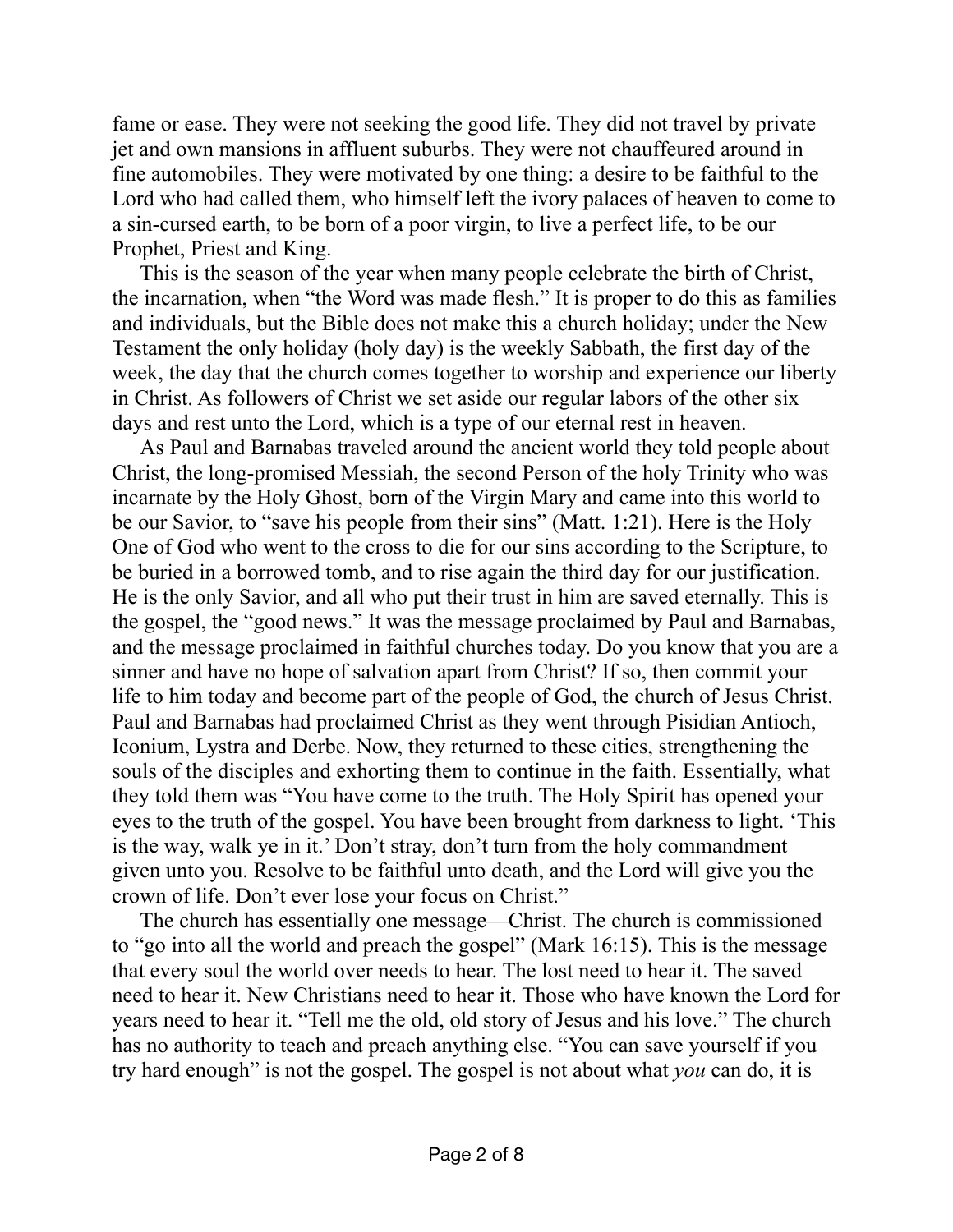fame or ease. They were not seeking the good life. They did not travel by private jet and own mansions in affluent suburbs. They were not chauffeured around in fine automobiles. They were motivated by one thing: a desire to be faithful to the Lord who had called them, who himself left the ivory palaces of heaven to come to a sin-cursed earth, to be born of a poor virgin, to live a perfect life, to be our Prophet, Priest and King.

This is the season of the year when many people celebrate the birth of Christ, the incarnation, when "the Word was made flesh." It is proper to do this as families and individuals, but the Bible does not make this a church holiday; under the New Testament the only holiday (holy day) is the weekly Sabbath, the first day of the week, the day that the church comes together to worship and experience our liberty in Christ. As followers of Christ we set aside our regular labors of the other six days and rest unto the Lord, which is a type of our eternal rest in heaven.

As Paul and Barnabas traveled around the ancient world they told people about Christ, the long-promised Messiah, the second Person of the holy Trinity who was incarnate by the Holy Ghost, born of the Virgin Mary and came into this world to be our Savior, to "save his people from their sins" (Matt. 1:21). Here is the Holy One of God who went to the cross to die for our sins according to the Scripture, to be buried in a borrowed tomb, and to rise again the third day for our justification. He is the only Savior, and all who put their trust in him are saved eternally. This is the gospel, the "good news." It was the message proclaimed by Paul and Barnabas, and the message proclaimed in faithful churches today. Do you know that you are a sinner and have no hope of salvation apart from Christ? If so, then commit your life to him today and become part of the people of God, the church of Jesus Christ. Paul and Barnabas had proclaimed Christ as they went through Pisidian Antioch, Iconium, Lystra and Derbe. Now, they returned to these cities, strengthening the souls of the disciples and exhorting them to continue in the faith. Essentially, what they told them was "You have come to the truth. The Holy Spirit has opened your eyes to the truth of the gospel. You have been brought from darkness to light. 'This is the way, walk ye in it.' Don't stray, don't turn from the holy commandment given unto you. Resolve to be faithful unto death, and the Lord will give you the crown of life. Don't ever lose your focus on Christ."

The church has essentially one message—Christ. The church is commissioned to "go into all the world and preach the gospel" (Mark 16:15). This is the message that every soul the world over needs to hear. The lost need to hear it. The saved need to hear it. New Christians need to hear it. Those who have known the Lord for years need to hear it. "Tell me the old, old story of Jesus and his love." The church has no authority to teach and preach anything else. "You can save yourself if you try hard enough" is not the gospel. The gospel is not about what *you* can do, it is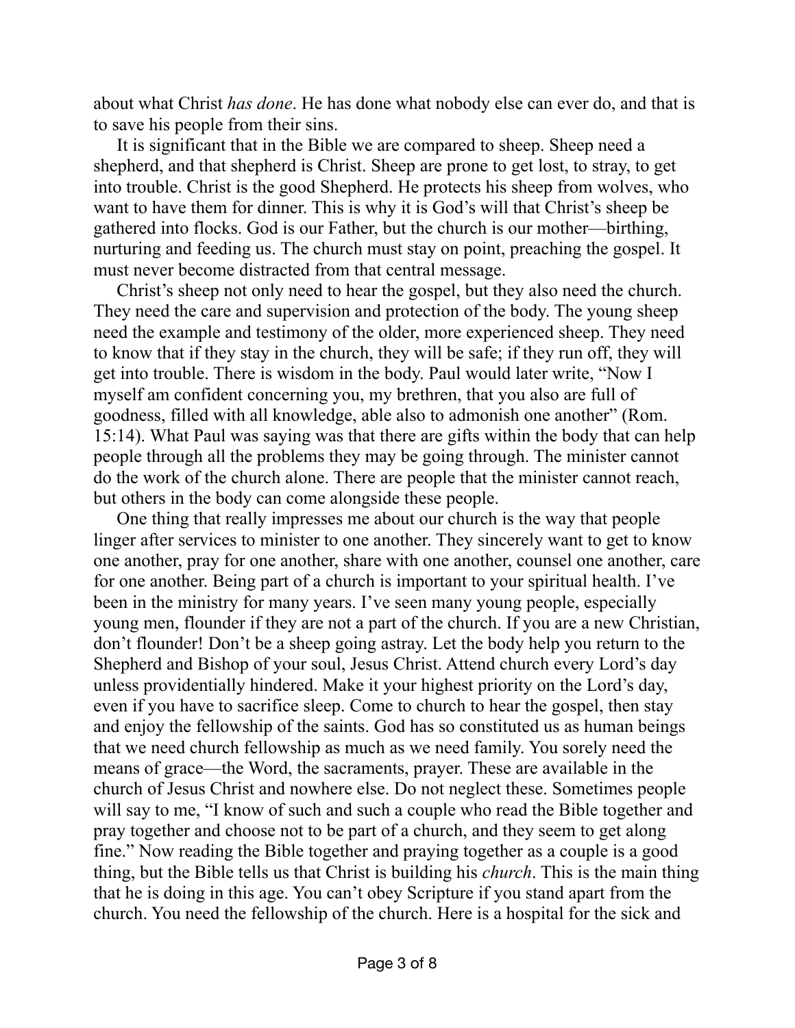about what Christ *has done*. He has done what nobody else can ever do, and that is to save his people from their sins.

It is significant that in the Bible we are compared to sheep. Sheep need a shepherd, and that shepherd is Christ. Sheep are prone to get lost, to stray, to get into trouble. Christ is the good Shepherd. He protects his sheep from wolves, who want to have them for dinner. This is why it is God's will that Christ's sheep be gathered into flocks. God is our Father, but the church is our mother—birthing, nurturing and feeding us. The church must stay on point, preaching the gospel. It must never become distracted from that central message.

Christ's sheep not only need to hear the gospel, but they also need the church. They need the care and supervision and protection of the body. The young sheep need the example and testimony of the older, more experienced sheep. They need to know that if they stay in the church, they will be safe; if they run off, they will get into trouble. There is wisdom in the body. Paul would later write, "Now I myself am confident concerning you, my brethren, that you also are full of goodness, filled with all knowledge, able also to admonish one another" (Rom. 15:14). What Paul was saying was that there are gifts within the body that can help people through all the problems they may be going through. The minister cannot do the work of the church alone. There are people that the minister cannot reach, but others in the body can come alongside these people.

One thing that really impresses me about our church is the way that people linger after services to minister to one another. They sincerely want to get to know one another, pray for one another, share with one another, counsel one another, care for one another. Being part of a church is important to your spiritual health. I've been in the ministry for many years. I've seen many young people, especially young men, flounder if they are not a part of the church. If you are a new Christian, don't flounder! Don't be a sheep going astray. Let the body help you return to the Shepherd and Bishop of your soul, Jesus Christ. Attend church every Lord's day unless providentially hindered. Make it your highest priority on the Lord's day, even if you have to sacrifice sleep. Come to church to hear the gospel, then stay and enjoy the fellowship of the saints. God has so constituted us as human beings that we need church fellowship as much as we need family. You sorely need the means of grace—the Word, the sacraments, prayer. These are available in the church of Jesus Christ and nowhere else. Do not neglect these. Sometimes people will say to me, "I know of such and such a couple who read the Bible together and pray together and choose not to be part of a church, and they seem to get along fine." Now reading the Bible together and praying together as a couple is a good thing, but the Bible tells us that Christ is building his *church*. This is the main thing that he is doing in this age. You can't obey Scripture if you stand apart from the church. You need the fellowship of the church. Here is a hospital for the sick and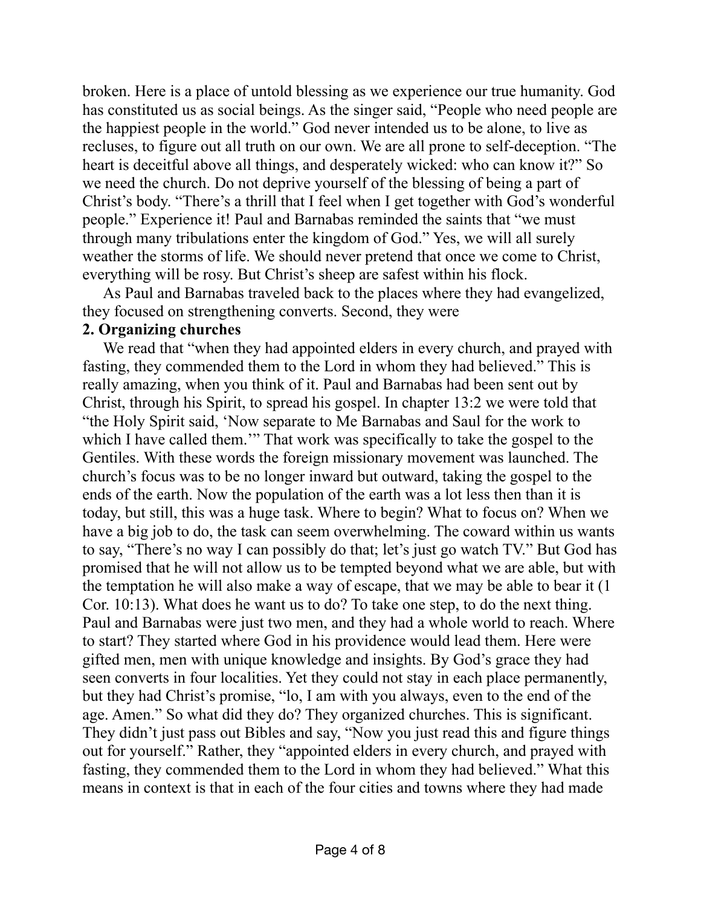broken. Here is a place of untold blessing as we experience our true humanity. God has constituted us as social beings. As the singer said, "People who need people are the happiest people in the world." God never intended us to be alone, to live as recluses, to figure out all truth on our own. We are all prone to self-deception. "The heart is deceitful above all things, and desperately wicked: who can know it?" So we need the church. Do not deprive yourself of the blessing of being a part of Christ's body. "There's a thrill that I feel when I get together with God's wonderful people." Experience it! Paul and Barnabas reminded the saints that "we must through many tribulations enter the kingdom of God." Yes, we will all surely weather the storms of life. We should never pretend that once we come to Christ, everything will be rosy. But Christ's sheep are safest within his flock.

As Paul and Barnabas traveled back to the places where they had evangelized, they focused on strengthening converts. Second, they were

**2. Organizing churches**

We read that "when they had appointed elders in every church, and prayed with fasting, they commended them to the Lord in whom they had believed." This is really amazing, when you think of it. Paul and Barnabas had been sent out by Christ, through his Spirit, to spread his gospel. In chapter 13:2 we were told that "the Holy Spirit said, 'Now separate to Me Barnabas and Saul for the work to which I have called them.'" That work was specifically to take the gospel to the Gentiles. With these words the foreign missionary movement was launched. The church's focus was to be no longer inward but outward, taking the gospel to the ends of the earth. Now the population of the earth was a lot less then than it is today, but still, this was a huge task. Where to begin? What to focus on? When we have a big job to do, the task can seem overwhelming. The coward within us wants to say, "There's no way I can possibly do that; let's just go watch TV." But God has promised that he will not allow us to be tempted beyond what we are able, but with the temptation he will also make a way of escape, that we may be able to bear it (1 Cor. 10:13). What does he want us to do? To take one step, to do the next thing. Paul and Barnabas were just two men, and they had a whole world to reach. Where to start? They started where God in his providence would lead them. Here were gifted men, men with unique knowledge and insights. By God's grace they had seen converts in four localities. Yet they could not stay in each place permanently, but they had Christ's promise, "lo, I am with you always, even to the end of the age. Amen." So what did they do? They organized churches. This is significant. They didn't just pass out Bibles and say, "Now you just read this and figure things out for yourself." Rather, they "appointed elders in every church, and prayed with fasting, they commended them to the Lord in whom they had believed." What this means in context is that in each of the four cities and towns where they had made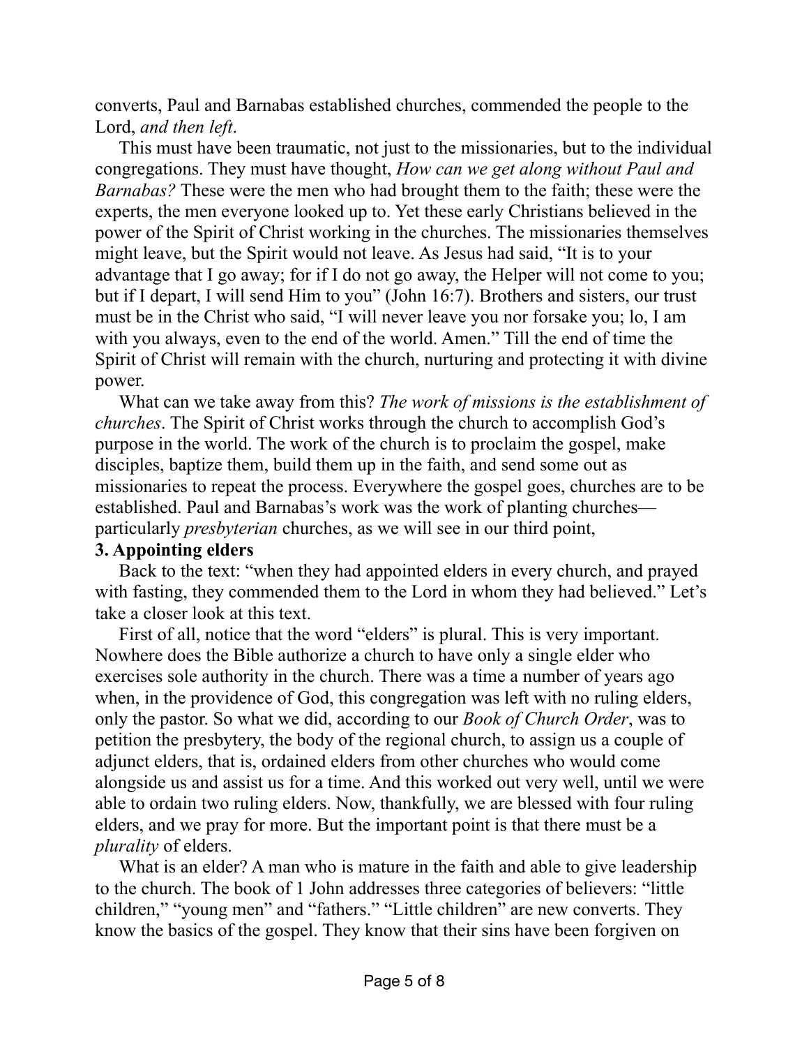converts, Paul and Barnabas established churches, commended the people to the Lord, *and then left*.

This must have been traumatic, not just to the missionaries, but to the individual congregations. They must have thought, *How can we get along without Paul and Barnabas?* These were the men who had brought them to the faith; these were the experts, the men everyone looked up to. Yet these early Christians believed in the power of the Spirit of Christ working in the churches. The missionaries themselves might leave, but the Spirit would not leave. As Jesus had said, "It is to your advantage that I go away; for if I do not go away, the Helper will not come to you; but if I depart, I will send Him to you" (John 16:7). Brothers and sisters, our trust must be in the Christ who said, "I will never leave you nor forsake you; lo, I am with you always, even to the end of the world. Amen." Till the end of time the Spirit of Christ will remain with the church, nurturing and protecting it with divine power.

What can we take away from this? *The work of missions is the establishment of churches*. The Spirit of Christ works through the church to accomplish God's purpose in the world. The work of the church is to proclaim the gospel, make disciples, baptize them, build them up in the faith, and send some out as missionaries to repeat the process. Everywhere the gospel goes, churches are to be established. Paul and Barnabas's work was the work of planting churches—particularly *presbyterian* churches, as we will see in our third point,

**3. Appointing elders**

Back to the text: "when they had appointed elders in every church, and prayed with fasting, they commended them to the Lord in whom they had believed." Let's take a closer look at this text.

First of all, notice that the word "elders" is plural. This is very important. Nowhere does the Bible authorize a church to have only a single elder who exercises sole authority in the church. There was a time a number of years ago when, in the providence of God, this congregation was left with no ruling elders, only the pastor. So what we did, according to our *Book of Church Order*, was to petition the presbytery, the body of the regional church, to assign us a couple of adjunct elders, that is, ordained elders from other churches who would come alongside us and assist us for a time. And this worked out very well, until we were able to ordain two ruling elders. Now, thankfully, we are blessed with four ruling elders, and we pray for more. But the important point is that there must be a *plurality* of elders.

What is an elder? A man who is mature in the faith and able to give leadership to the church. The book of 1 John addresses three categories of believers: "little children," "young men" and "fathers." "Little children" are new converts. They know the basics of the gospel. They know that their sins have been forgiven on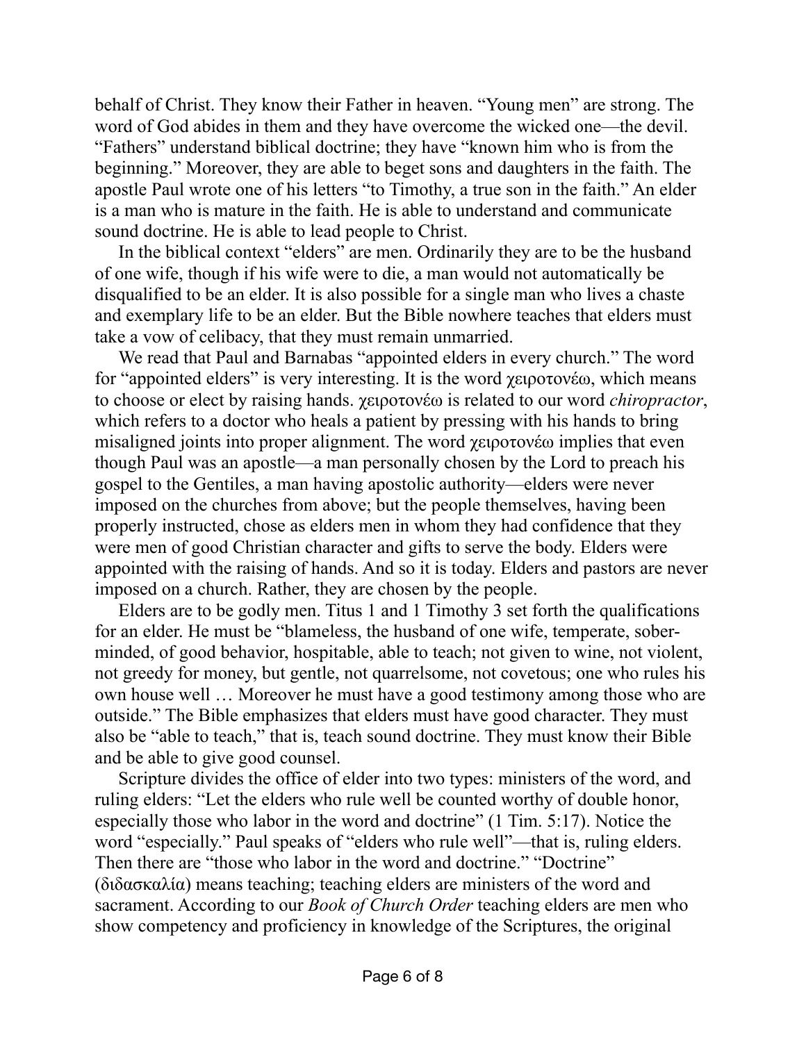behalf of Christ. They know their Father in heaven. "Young men" are strong. The word of God abides in them and they have overcome the wicked one—the devil. "Fathers" understand biblical doctrine; they have "known him who is from the beginning." Moreover, they are able to beget sons and daughters in the faith. The apostle Paul wrote one of his letters "to Timothy, a true son in the faith." An elder is a man who is mature in the faith. He is able to understand and communicate sound doctrine. He is able to lead people to Christ.

In the biblical context "elders" are men. Ordinarily they are to be the husband of one wife, though if his wife were to die, a man would not automatically be disqualified to be an elder. It is also possible for a single man who lives a chaste and exemplary life to be an elder. But the Bible nowhere teaches that elders must take a vow of celibacy, that they must remain unmarried.

We read that Paul and Barnabas "appointed elders in every church." The word for "appointed elders" is very interesting. It is the word χειροτονέω, which means to choose or elect by raising hands. χειροτονέω is related to our word *chiropractor*, which refers to a doctor who heals a patient by pressing with his hands to bring misaligned joints into proper alignment. The word χειροτονέω implies that even though Paul was an apostle—a man personally chosen by the Lord to preach his gospel to the Gentiles, a man having apostolic authority—elders were never imposed on the churches from above; but the people themselves, having been properly instructed, chose as elders men in whom they had confidence that they were men of good Christian character and gifts to serve the body. Elders were appointed with the raising of hands. And so it is today. Elders and pastors are never imposed on a church. Rather, they are chosen by the people.

Elders are to be godly men. Titus 1 and 1 Timothy 3 set forth the qualifications for an elder. He must be "blameless, the husband of one wife, temperate, sober-minded, of good behavior, hospitable, able to teach; not given to wine, not violent, not greedy for money, but gentle, not quarrelsome, not covetous; one who rules his own house well … Moreover he must have a good testimony among those who are outside." The Bible emphasizes that elders must have good character. They must also be "able to teach," that is, teach sound doctrine. They must know their Bible and be able to give good counsel.

Scripture divides the office of elder into two types: ministers of the word, and ruling elders: "Let the elders who rule well be counted worthy of double honor, especially those who labor in the word and doctrine" (1 Tim. 5:17). Notice the word "especially." Paul speaks of "elders who rule well"—that is, ruling elders. Then there are "those who labor in the word and doctrine." "Doctrine" (διδασκαλία) means teaching; teaching elders are ministers of the word and sacrament. According to our *Book of Church Order* teaching elders are men who show competency and proficiency in knowledge of the Scriptures, the original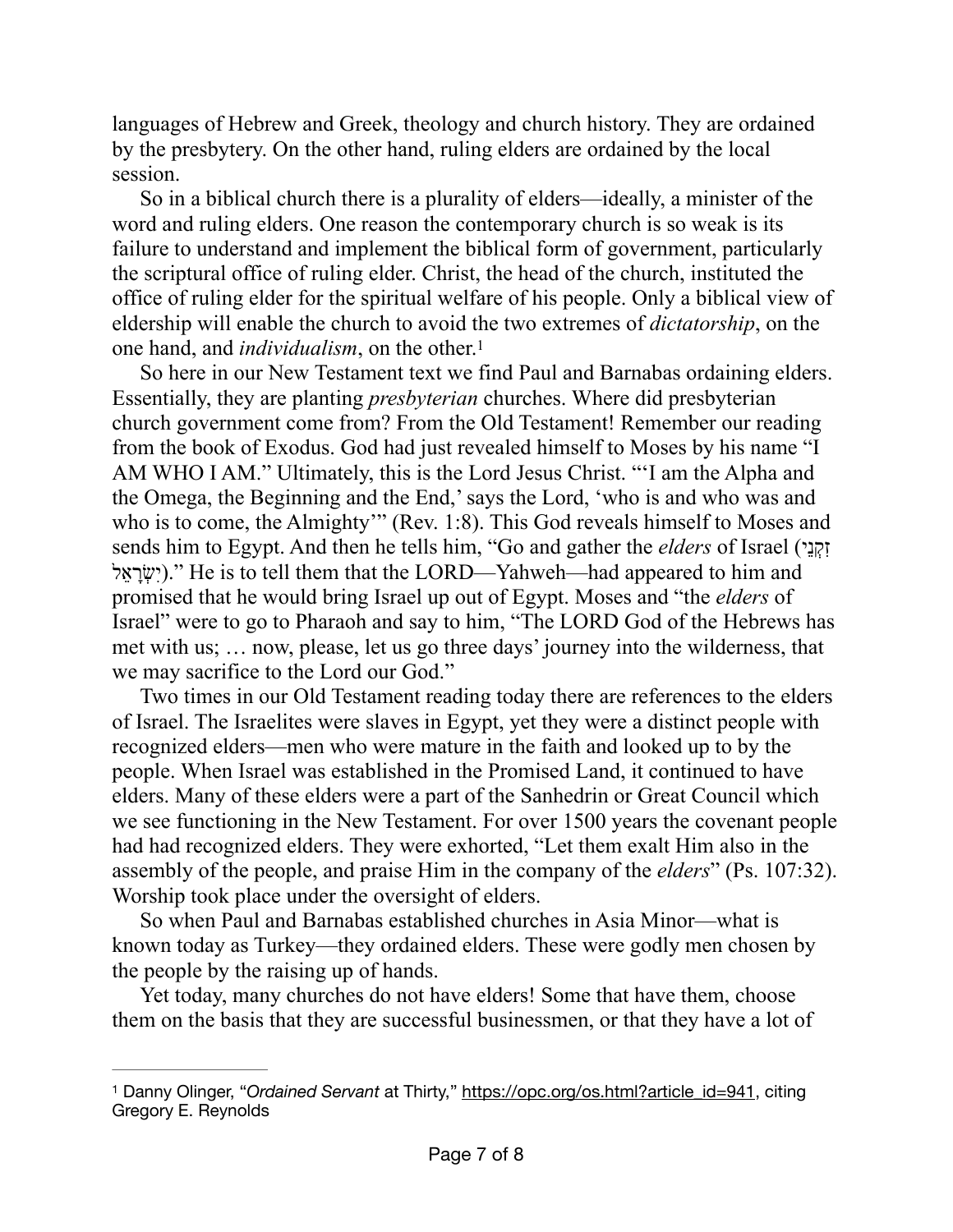languages of Hebrew and Greek, theology and church history. They are ordained by the presbytery. On the other hand, ruling elders are ordained by the local session.

So in a biblical church there is a plurality of elders—ideally, a minister of the word and ruling elders. One reason the contemporary church is so weak is its failure to understand and implement the biblical form of government, particularly the scriptural office of ruling elder. Christ, the head of the church, instituted the office of ruling elder for the spiritual welfare of his people. Only a biblical view of eldership will enable the church to avoid the two extremes of *dictatorship*, on the one hand, and *individualism*, on the other.[1]

So here in our New Testament text we find Paul and Barnabas ordaining elders. Essentially, they are planting *presbyterian* churches. Where did presbyterian church government come from? From the Old Testament! Remember our reading from the book of Exodus. God had just revealed himself to Moses by his name "I AM WHO I AM." Ultimately, this is the Lord Jesus Christ. "'I am the Alpha and the Omega, the Beginning and the End,' says the Lord, 'who is and who was and who is to come, the Almighty'" (Rev. 1:8). This God reveals himself to Moses and sends him to Egypt. And then he tells him, "Go and gather the *elders* of Israel (זִקְנֵי יִשְׂרָאֵל)." He is to tell them that the LORD—Yahweh—had appeared to him and promised that he would bring Israel up out of Egypt. Moses and "the *elders* of Israel" were to go to Pharaoh and say to him, "The LORD God of the Hebrews has met with us; … now, please, let us go three days' journey into the wilderness, that we may sacrifice to the Lord our God."

Two times in our Old Testament reading today there are references to the elders of Israel. The Israelites were slaves in Egypt, yet they were a distinct people with recognized elders—men who were mature in the faith and looked up to by the people. When Israel was established in the Promised Land, it continued to have elders. Many of these elders were a part of the Sanhedrin or Great Council which we see functioning in the New Testament. For over 1500 years the covenant people had had recognized elders. They were exhorted, "Let them exalt Him also in the assembly of the people, and praise Him in the company of the *elders*" (Ps. 107:32). Worship took place under the oversight of elders.

So when Paul and Barnabas established churches in Asia Minor—what is known today as Turkey—they ordained elders. These were godly men chosen by the people by the raising up of hands.

Yet today, many churches do not have elders! Some that have them, choose them on the basis that they are successful businessmen, or that they have a lot of

---

[1] Danny Olinger, "*Ordained Servant* at Thirty," https://opc.org/os.html?article_id=941, citing Gregory E. Reynolds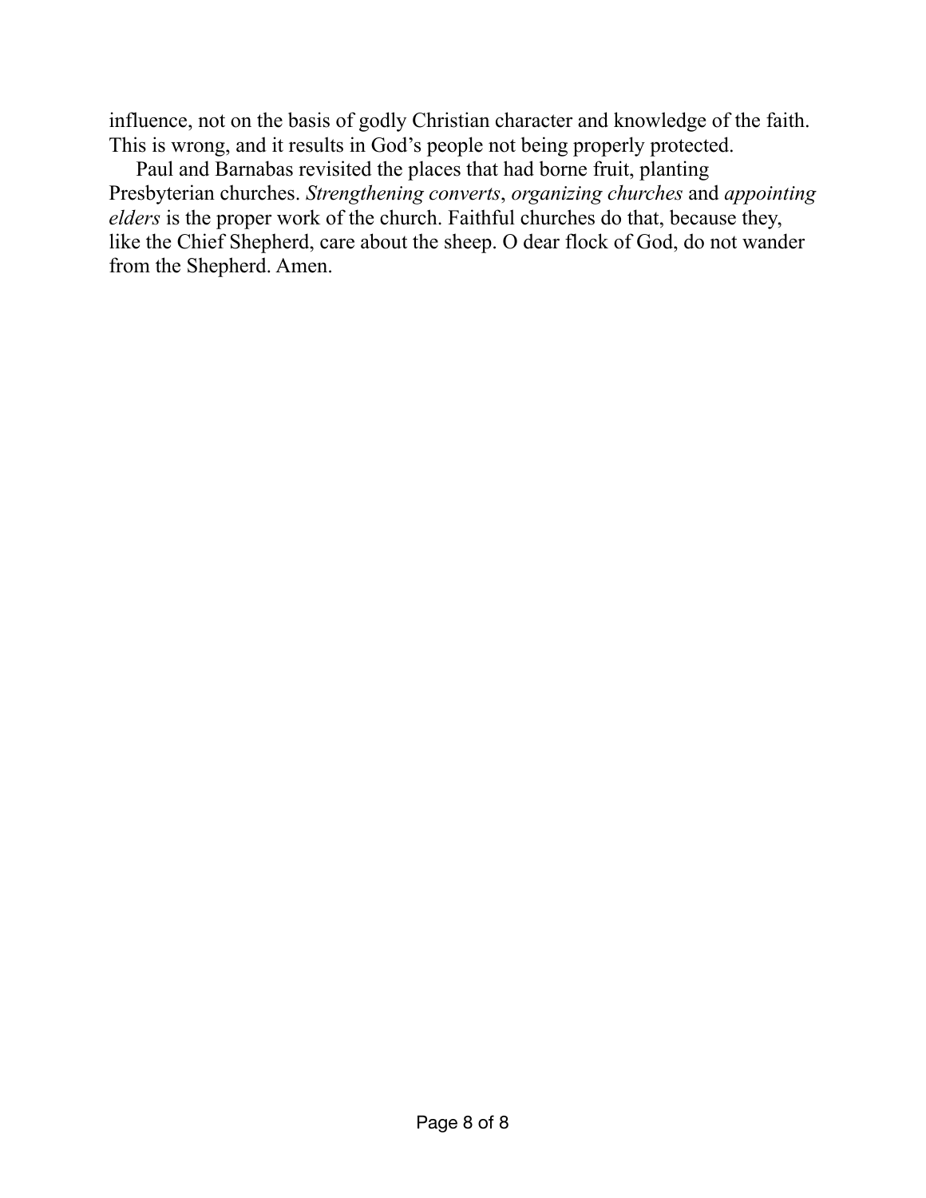influence, not on the basis of godly Christian character and knowledge of the faith. This is wrong, and it results in God's people not being properly protected.

Paul and Barnabas revisited the places that had borne fruit, planting Presbyterian churches. *Strengthening converts*, *organizing churches* and *appointing elders* is the proper work of the church. Faithful churches do that, because they, like the Chief Shepherd, care about the sheep. O dear flock of God, do not wander from the Shepherd. Amen.